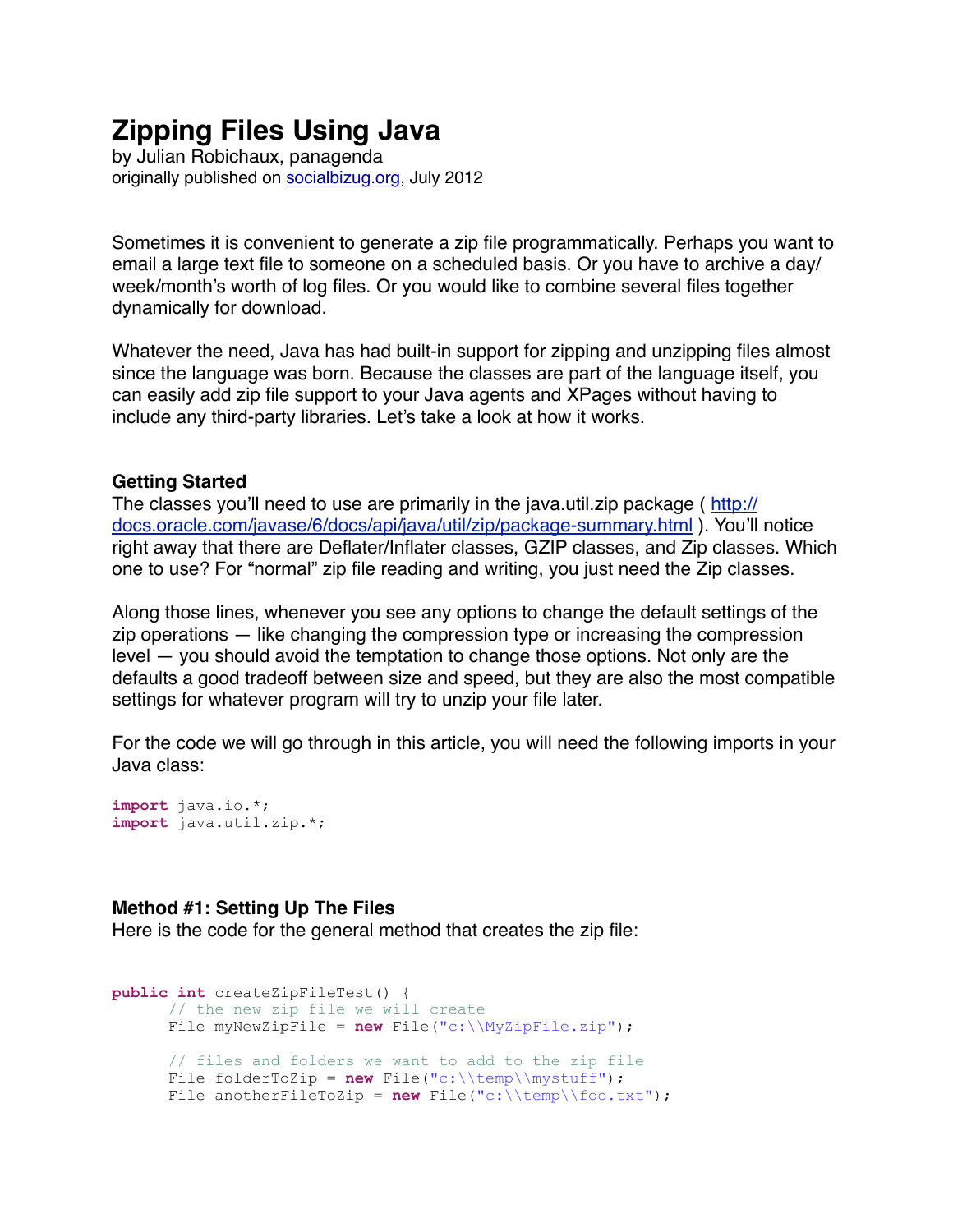# Zipping Files Using Java

by Julian Robichaux, panagenda
originally published on [socialbizug.org](socialbizug.org), July 2012

Sometimes it is convenient to generate a zip file programmatically. Perhaps you want to email a large text file to someone on a scheduled basis. Or you have to archive a day/week/month's worth of log files. Or you would like to combine several files together dynamically for download.

Whatever the need, Java has had built-in support for zipping and unzipping files almost since the language was born. Because the classes are part of the language itself, you can easily add zip file support to your Java agents and XPages without having to include any third-party libraries. Let's take a look at how it works.

### Getting Started

The classes you'll need to use are primarily in the java.util.zip package ( [http://docs.oracle.com/javase/6/docs/api/java/util/zip/package-summary.html](http://docs.oracle.com/javase/6/docs/api/java/util/zip/package-summary.html) ). You'll notice right away that there are Deflater/Inflater classes, GZIP classes, and Zip classes. Which one to use? For "normal" zip file reading and writing, you just need the Zip classes.

Along those lines, whenever you see any options to change the default settings of the zip operations — like changing the compression type or increasing the compression level — you should avoid the temptation to change those options. Not only are the defaults a good tradeoff between size and speed, but they are also the most compatible settings for whatever program will try to unzip your file later.

For the code we will go through in this article, you will need the following imports in your Java class:

```
import java.io.*;
import java.util.zip.*;
```

### Method #1: Setting Up The Files

Here is the code for the general method that creates the zip file:

```
public int createZipFileTest() {
      // the new zip file we will create
      File myNewZipFile = new File("c:\\MyZipFile.zip");

      // files and folders we want to add to the zip file
      File folderToZip = new File("c:\\temp\\mystuff");
      File anotherFileToZip = new File("c:\\temp\\foo.txt");
```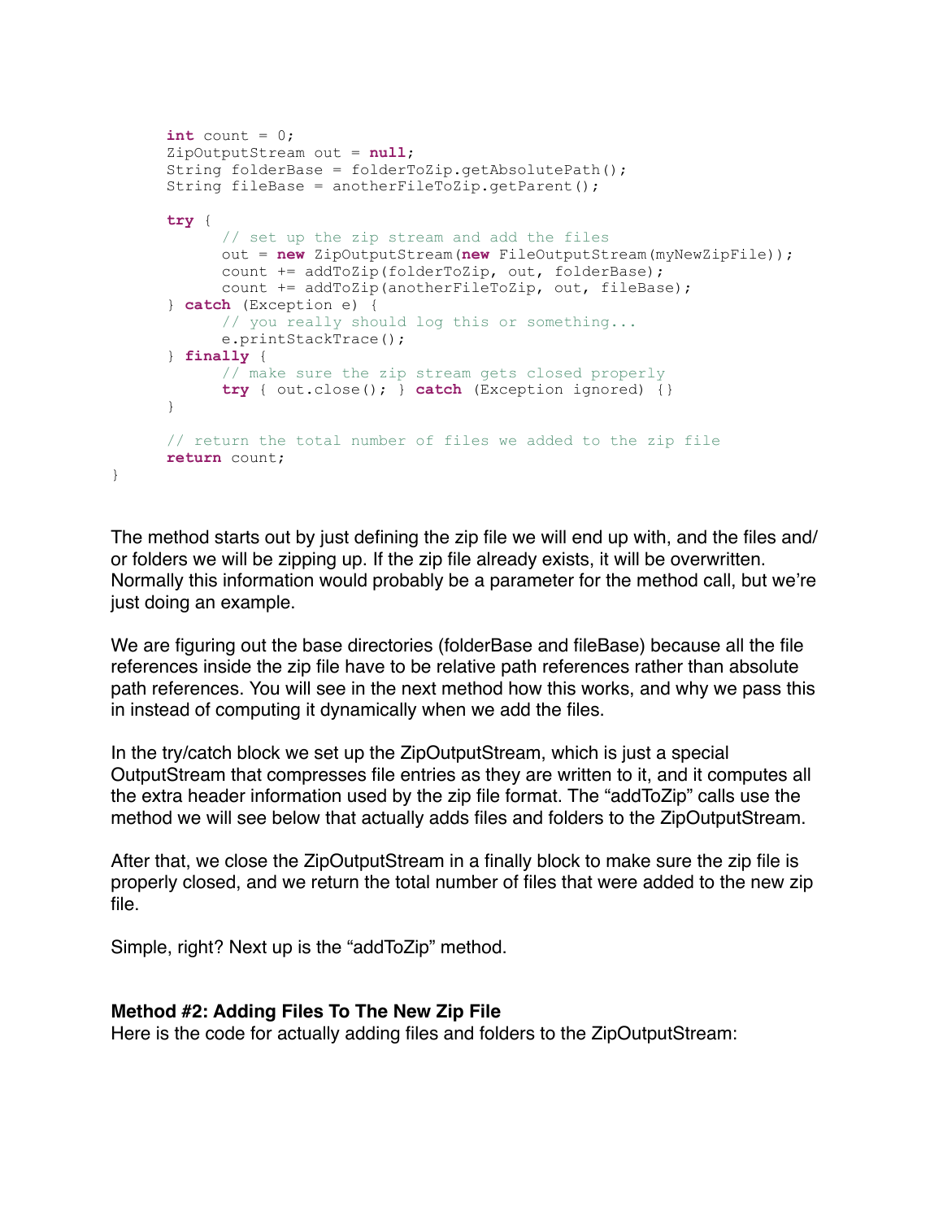```java
        int count = 0;
        ZipOutputStream out = null;
        String folderBase = folderToZip.getAbsolutePath();
        String fileBase = anotherFileToZip.getParent();

        try {
                // set up the zip stream and add the files
                out = new ZipOutputStream(new FileOutputStream(myNewZipFile));
                count += addToZip(folderToZip, out, folderBase);
                count += addToZip(anotherFileToZip, out, fileBase);
        } catch (Exception e) {
                // you really should log this or something...
                e.printStackTrace();
        } finally {
                // make sure the zip stream gets closed properly
                try { out.close(); } catch (Exception ignored) {}
        }

        // return the total number of files we added to the zip file
        return count;
}
```

The method starts out by just defining the zip file we will end up with, and the files and/or folders we will be zipping up. If the zip file already exists, it will be overwritten. Normally this information would probably be a parameter for the method call, but we're just doing an example.

We are figuring out the base directories (folderBase and fileBase) because all the file references inside the zip file have to be relative path references rather than absolute path references. You will see in the next method how this works, and why we pass this in instead of computing it dynamically when we add the files.

In the try/catch block we set up the ZipOutputStream, which is just a special OutputStream that compresses file entries as they are written to it, and it computes all the extra header information used by the zip file format. The "addToZip" calls use the method we will see below that actually adds files and folders to the ZipOutputStream.

After that, we close the ZipOutputStream in a finally block to make sure the zip file is properly closed, and we return the total number of files that were added to the new zip file.

Simple, right? Next up is the "addToZip" method.

**Method #2: Adding Files To The New Zip File**

Here is the code for actually adding files and folders to the ZipOutputStream: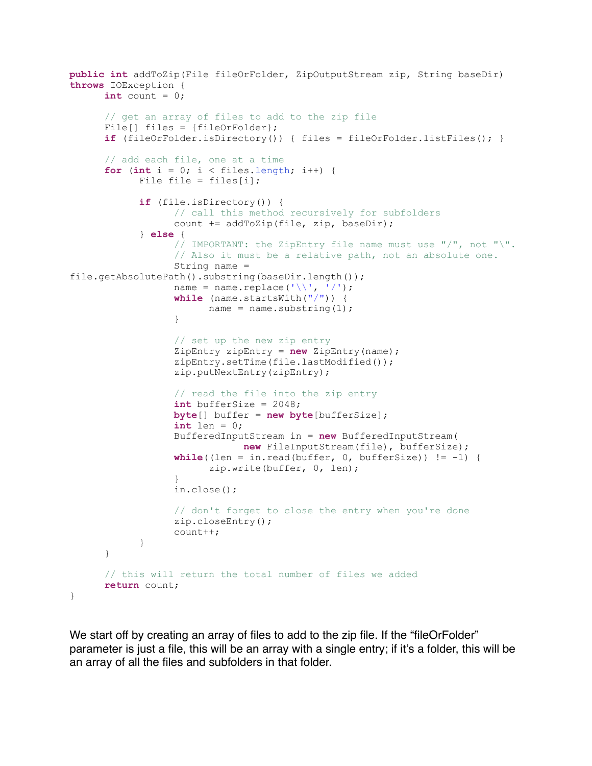```java
public int addToZip(File fileOrFolder, ZipOutputStream zip, String baseDir)
throws IOException {
      int count = 0;

      // get an array of files to add to the zip file
      File[] files = {fileOrFolder};
      if (fileOrFolder.isDirectory()) { files = fileOrFolder.listFiles(); }

      // add each file, one at a time
      for (int i = 0; i < files.length; i++) {
            File file = files[i];

            if (file.isDirectory()) {
                  // call this method recursively for subfolders
                  count += addToZip(file, zip, baseDir);
            } else {
                  // IMPORTANT: the ZipEntry file name must use "/", not "\".
                  // Also it must be a relative path, not an absolute one.
                  String name =
file.getAbsolutePath().substring(baseDir.length());
                  name = name.replace('\\', '/');
                  while (name.startsWith("/")) {
                        name = name.substring(1);
                  }

                  // set up the new zip entry
                  ZipEntry zipEntry = new ZipEntry(name);
                  zipEntry.setTime(file.lastModified());
                  zip.putNextEntry(zipEntry);

                  // read the file into the zip entry
                  int bufferSize = 2048;
                  byte[] buffer = new byte[bufferSize];
                  int len = 0;
                  BufferedInputStream in = new BufferedInputStream(
                              new FileInputStream(file), bufferSize);
                  while((len = in.read(buffer, 0, bufferSize)) != -1) {
                        zip.write(buffer, 0, len);
                  }
                  in.close();

                  // don't forget to close the entry when you're done
                  zip.closeEntry();
                  count++;
            }
      }

      // this will return the total number of files we added
      return count;
}
```

We start off by creating an array of files to add to the zip file. If the “fileOrFolder” parameter is just a file, this will be an array with a single entry; if it’s a folder, this will be an array of all the files and subfolders in that folder.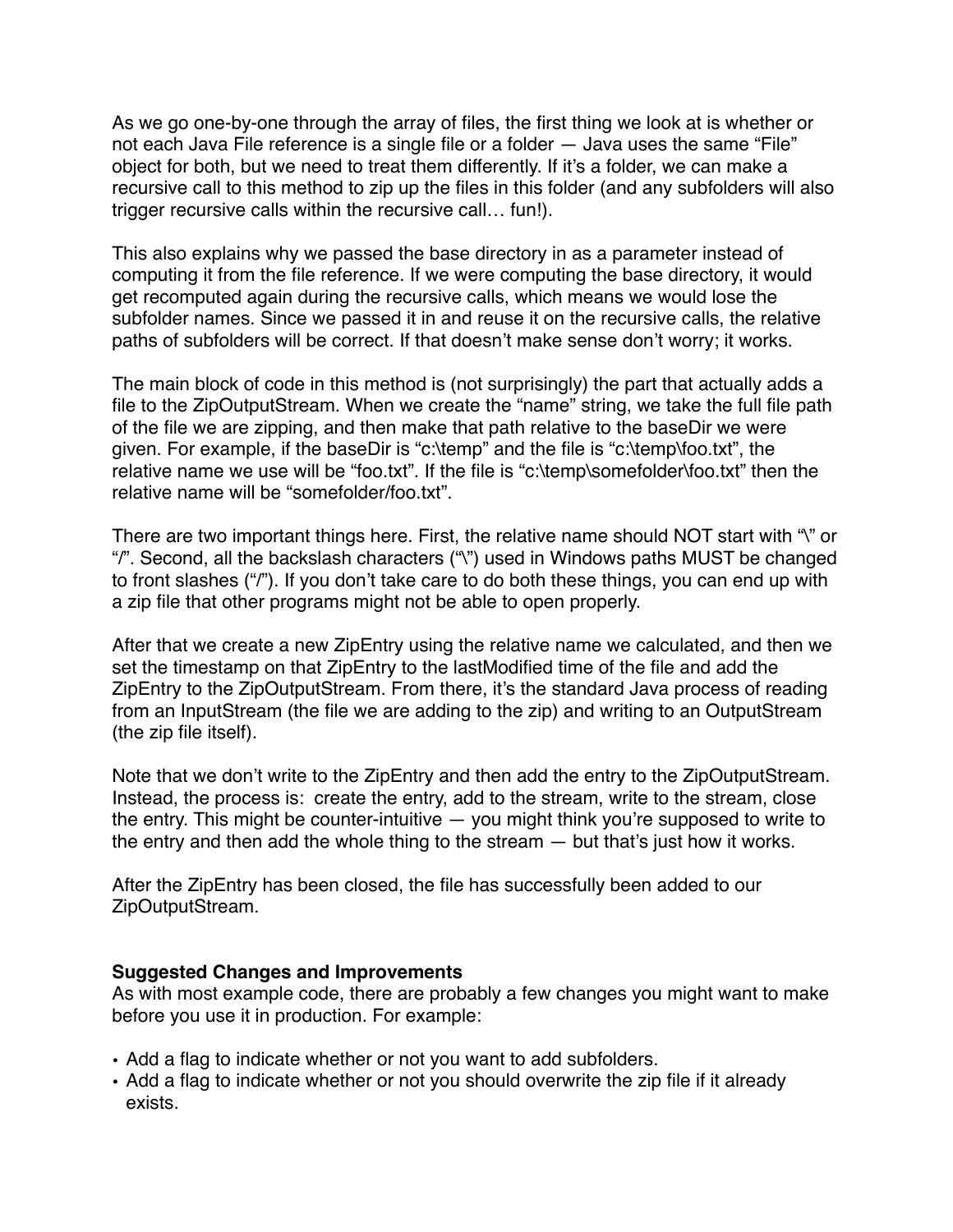As we go one-by-one through the array of files, the first thing we look at is whether or not each Java File reference is a single file or a folder — Java uses the same "File" object for both, but we need to treat them differently. If it's a folder, we can make a recursive call to this method to zip up the files in this folder (and any subfolders will also trigger recursive calls within the recursive call… fun!).

This also explains why we passed the base directory in as a parameter instead of computing it from the file reference. If we were computing the base directory, it would get recomputed again during the recursive calls, which means we would lose the subfolder names. Since we passed it in and reuse it on the recursive calls, the relative paths of subfolders will be correct. If that doesn't make sense don't worry; it works.

The main block of code in this method is (not surprisingly) the part that actually adds a file to the ZipOutputStream. When we create the "name" string, we take the full file path of the file we are zipping, and then make that path relative to the baseDir we were given. For example, if the baseDir is "c:\temp" and the file is "c:\temp\foo.txt", the relative name we use will be "foo.txt". If the file is "c:\temp\somefolder\foo.txt" then the relative name will be "somefolder/foo.txt".

There are two important things here. First, the relative name should NOT start with "\" or "/". Second, all the backslash characters ("\") used in Windows paths MUST be changed to front slashes ("/"). If you don't take care to do both these things, you can end up with a zip file that other programs might not be able to open properly.

After that we create a new ZipEntry using the relative name we calculated, and then we set the timestamp on that ZipEntry to the lastModified time of the file and add the ZipEntry to the ZipOutputStream. From there, it's the standard Java process of reading from an InputStream (the file we are adding to the zip) and writing to an OutputStream (the zip file itself).

Note that we don't write to the ZipEntry and then add the entry to the ZipOutputStream. Instead, the process is: create the entry, add to the stream, write to the stream, close the entry. This might be counter-intuitive — you might think you're supposed to write to the entry and then add the whole thing to the stream — but that's just how it works.

After the ZipEntry has been closed, the file has successfully been added to our ZipOutputStream.

**Suggested Changes and Improvements**

As with most example code, there are probably a few changes you might want to make before you use it in production. For example:

- Add a flag to indicate whether or not you want to add subfolders.
- Add a flag to indicate whether or not you should overwrite the zip file if it already exists.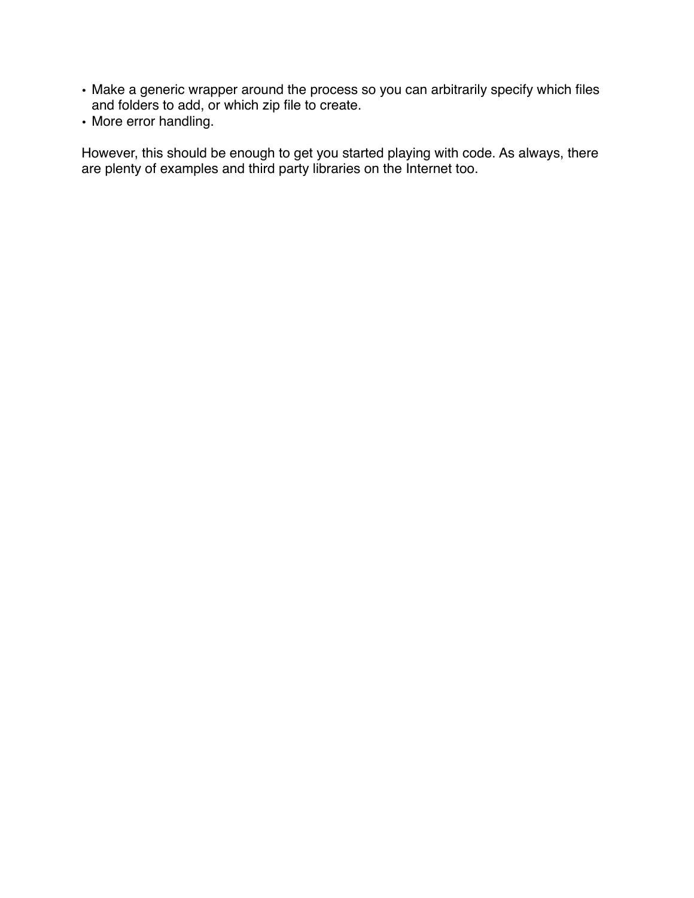- Make a generic wrapper around the process so you can arbitrarily specify which files and folders to add, or which zip file to create.
- More error handling.

However, this should be enough to get you started playing with code. As always, there are plenty of examples and third party libraries on the Internet too.